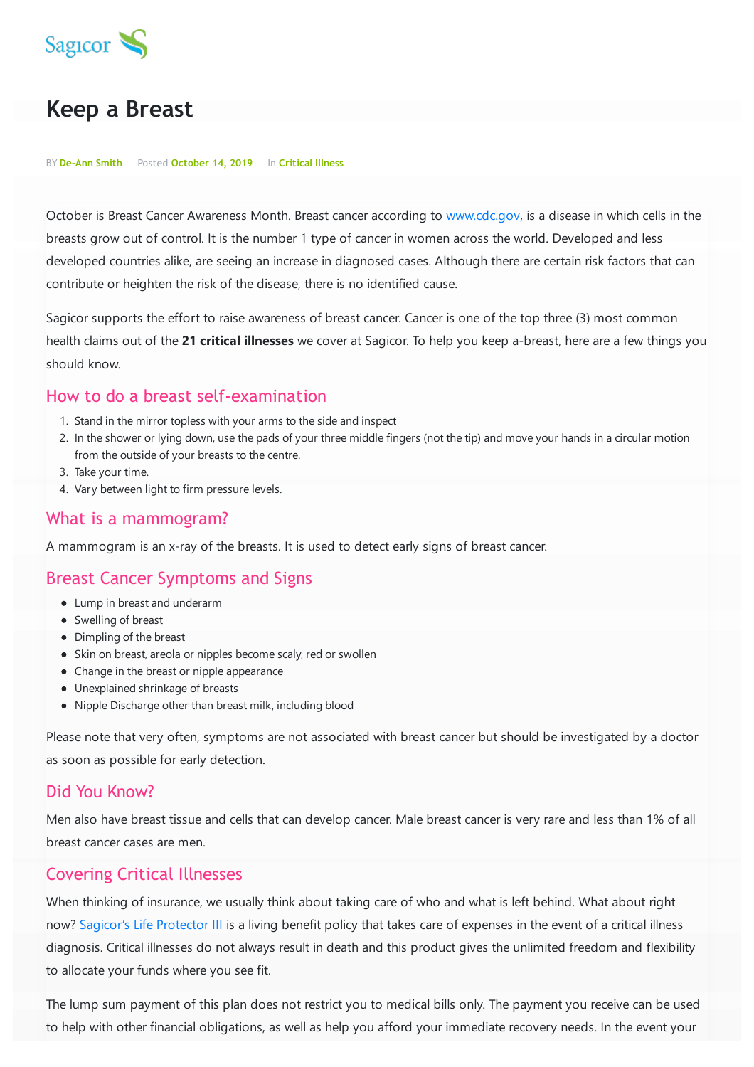Sagicor

# Keep a Breast

BY De-Ann Smith Posted October 14, 2019 In Critical Illness

October is Breast Cancer Awareness Month. Breast cancer according to www.cdc.gov, is a disease in which cells in the breasts grow out of control. It is the number 1 type of cancer in women across the world. Developed and less developed countries alike, are seeing an increase in diagnosed cases. Although there are certain risk factors that can contribute or heighten the risk of the disease, there is no identified cause.

Sagicor supports the effort to raise awareness of breast cancer. Cancer is one of the top three (3) most common health claims out of the **21 critical illnesses** we cover at Sagicor. To help you keep a-breast, here are a few things you should know.

## How to do a breast self-examination

1. Stand in the mirror topless with your arms to the side and inspect
2. In the shower or lying down, use the pads of your three middle fingers (not the tip) and move your hands in a circular motion from the outside of your breasts to the centre.
3. Take your time.
4. Vary between light to firm pressure levels.

## What is a mammogram?

A mammogram is an x-ray of the breasts. It is used to detect early signs of breast cancer.

## Breast Cancer Symptoms and Signs

- Lump in breast and underarm
- Swelling of breast
- Dimpling of the breast
- Skin on breast, areola or nipples become scaly, red or swollen
- Change in the breast or nipple appearance
- Unexplained shrinkage of breasts
- Nipple Discharge other than breast milk, including blood

Please note that very often, symptoms are not associated with breast cancer but should be investigated by a doctor as soon as possible for early detection.

## Did You Know?

Men also have breast tissue and cells that can develop cancer. Male breast cancer is very rare and less than 1% of all breast cancer cases are men.

## Covering Critical Illnesses

When thinking of insurance, we usually think about taking care of who and what is left behind. What about right now? Sagicor's Life Protector III is a living benefit policy that takes care of expenses in the event of a critical illness diagnosis. Critical illnesses do not always result in death and this product gives the unlimited freedom and flexibility to allocate your funds where you see fit.

The lump sum payment of this plan does not restrict you to medical bills only. The payment you receive can be used to help with other financial obligations, as well as help you afford your immediate recovery needs. In the event your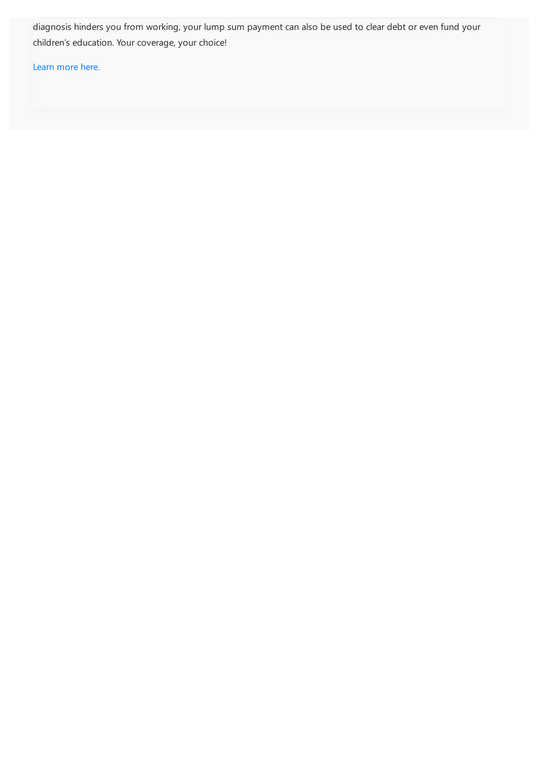diagnosis hinders you from working, your lump sum payment can also be used to clear debt or even fund your children's education. Your coverage, your choice!

Learn more here.